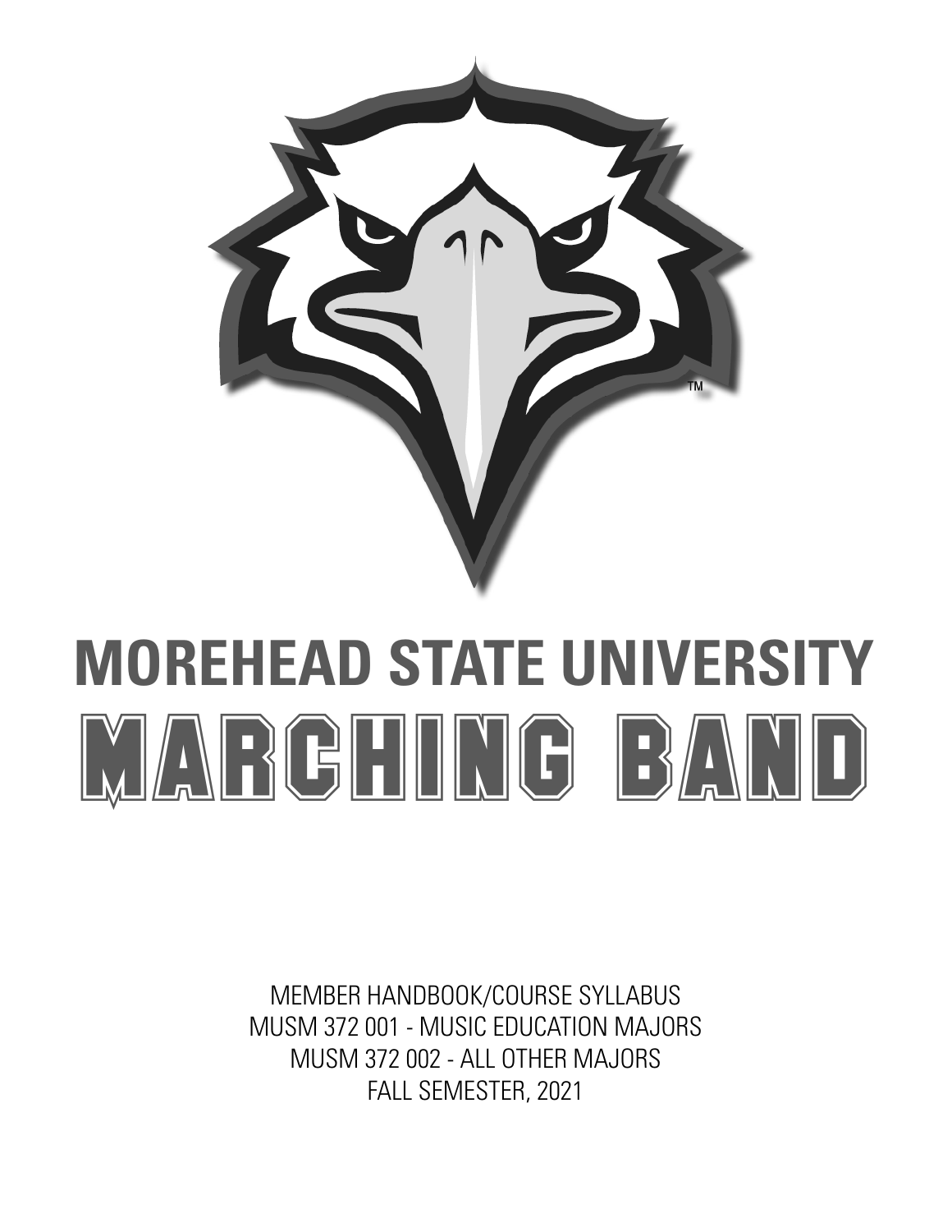# MOREHEAD STATE UNIVERSITY

# MARCHING BAND

MEMBER HANDBOOK/COURSE SYLLABUS

MUSM 372 001 - MUSIC EDUCATION MAJORS

MUSM 372 002 - ALL OTHER MAJORS

FALL SEMESTER, 2021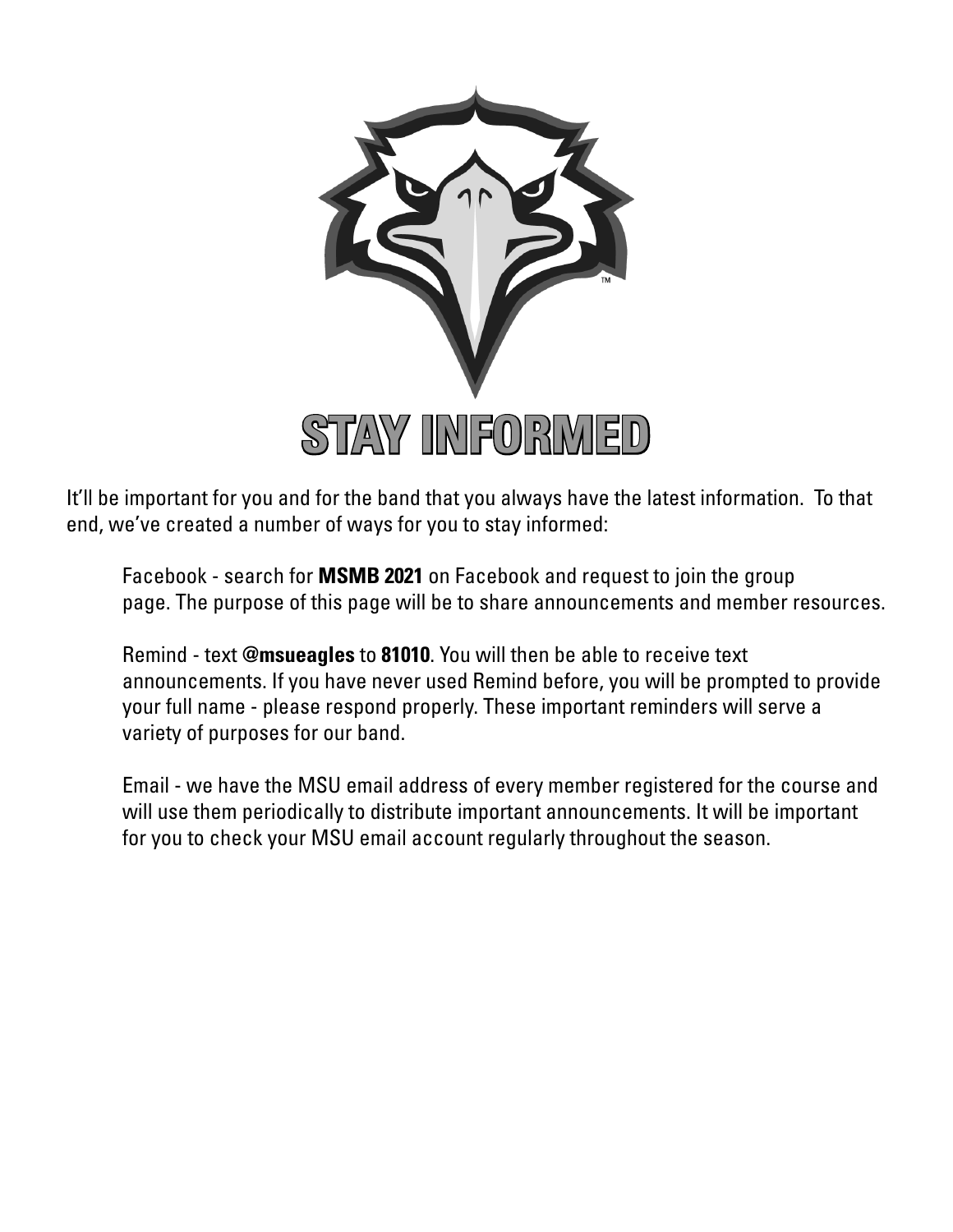# STAY INFORMED

It'll be important for you and for the band that you always have the latest information. To that end, we've created a number of ways for you to stay informed:

Facebook - search for **MSMB 2021** on Facebook and request to join the group page. The purpose of this page will be to share announcements and member resources.

Remind - text **@msueagles** to **81010**. You will then be able to receive text announcements. If you have never used Remind before, you will be prompted to provide your full name - please respond properly. These important reminders will serve a variety of purposes for our band.

Email - we have the MSU email address of every member registered for the course and will use them periodically to distribute important announcements. It will be important for you to check your MSU email account regularly throughout the season.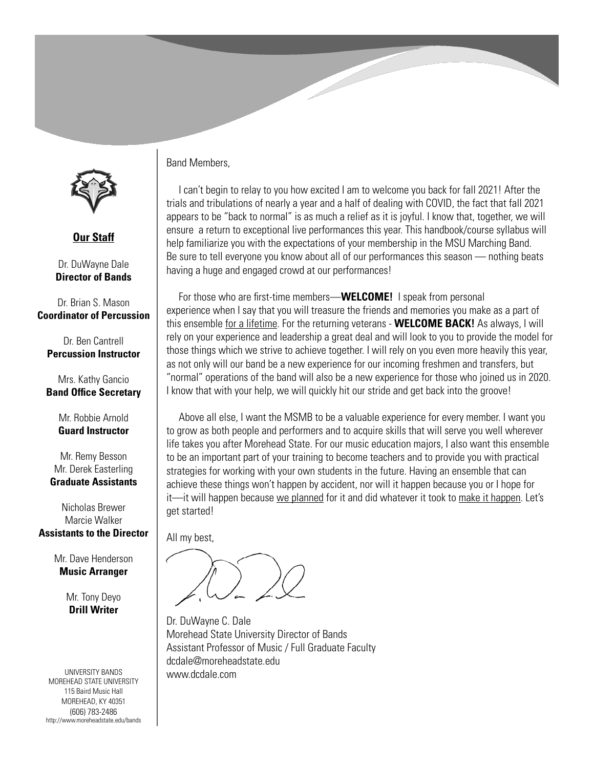**Our Staff**

Dr. DuWayne Dale
**Director of Bands**

Dr. Brian S. Mason
**Coordinator of Percussion**

Dr. Ben Cantrell
**Percussion Instructor**

Mrs. Kathy Gancio
**Band Office Secretary**

Mr. Robbie Arnold
**Guard Instructor**

Mr. Remy Besson
Mr. Derek Easterling
**Graduate Assistants**

Nicholas Brewer
Marcie Walker
**Assistants to the Director**

Mr. Dave Henderson
**Music Arranger**

Mr. Tony Deyo
**Drill Writer**

UNIVERSITY BANDS
MOREHEAD STATE UNIVERSITY
115 Baird Music Hall
MOREHEAD, KY 40351
(606) 783-2486
http://www.moreheadstate.edu/bands

Band Members,

I can't begin to relay to you how excited I am to welcome you back for fall 2021! After the trials and tribulations of nearly a year and a half of dealing with COVID, the fact that fall 2021 appears to be "back to normal" is as much a relief as it is joyful. I know that, together, we will ensure a return to exceptional live performances this year. This handbook/course syllabus will help familiarize you with the expectations of your membership in the MSU Marching Band. Be sure to tell everyone you know about all of our performances this season — nothing beats having a huge and engaged crowd at our performances!

For those who are first-time members—**WELCOME!** I speak from personal experience when I say that you will treasure the friends and memories you make as a part of this ensemble for a lifetime. For the returning veterans - **WELCOME BACK!** As always, I will rely on your experience and leadership a great deal and will look to you to provide the model for those things which we strive to achieve together. I will rely on you even more heavily this year, as not only will our band be a new experience for our incoming freshmen and transfers, but "normal" operations of the band will also be a new experience for those who joined us in 2020. I know that with your help, we will quickly hit our stride and get back into the groove!

Above all else, I want the MSMB to be a valuable experience for every member. I want you to grow as both people and performers and to acquire skills that will serve you well wherever life takes you after Morehead State. For our music education majors, I also want this ensemble to be an important part of your training to become teachers and to provide you with practical strategies for working with your own students in the future. Having an ensemble that can achieve these things won't happen by accident, nor will it happen because you or I hope for it—it will happen because we planned for it and did whatever it took to make it happen. Let's get started!

All my best,

Dr. DuWayne C. Dale
Morehead State University Director of Bands
Assistant Professor of Music / Full Graduate Faculty
dcdale@moreheadstate.edu
www.dcdale.com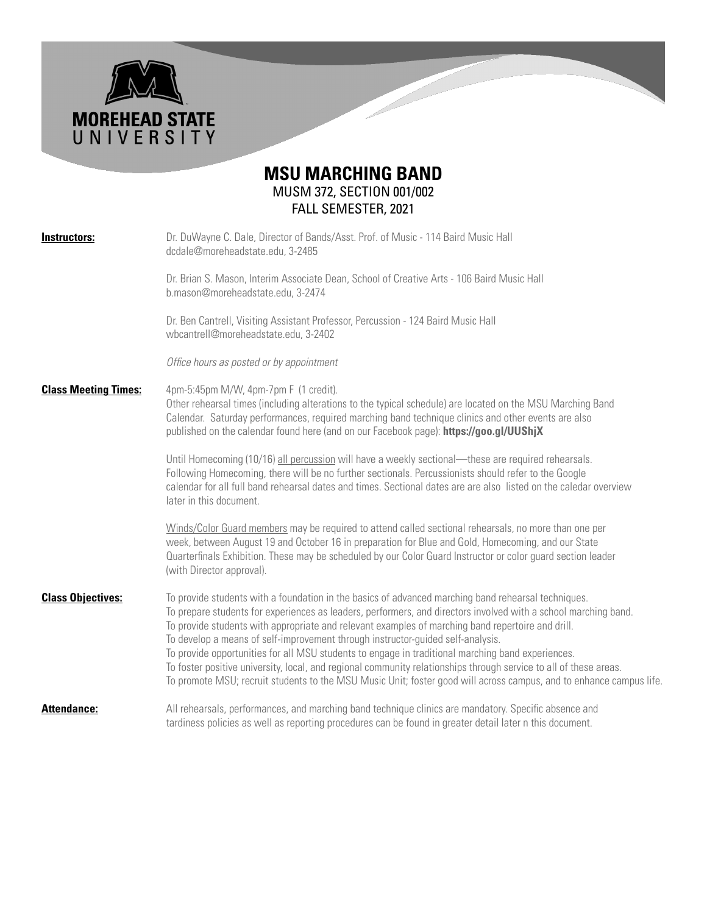# MSU MARCHING BAND

MUSM 372, SECTION 001/002
FALL SEMESTER, 2021

**Instructors:**

Dr. DuWayne C. Dale, Director of Bands/Asst. Prof. of Music - 114 Baird Music Hall
dcdale@moreheadstate.edu, 3-2485

Dr. Brian S. Mason, Interim Associate Dean, School of Creative Arts - 106 Baird Music Hall
b.mason@moreheadstate.edu, 3-2474

Dr. Ben Cantrell, Visiting Assistant Professor, Percussion - 124 Baird Music Hall
wbcantrell@moreheadstate.edu, 3-2402

*Office hours as posted or by appointment*

**Class Meeting Times:**

4pm-5:45pm M/W, 4pm-7pm F (1 credit).
Other rehearsal times (including alterations to the typical schedule) are located on the MSU Marching Band Calendar. Saturday performances, required marching band technique clinics and other events are also published on the calendar found here (and on our Facebook page): **https://goo.gl/UUShjX**

Until Homecoming (10/16) all percussion will have a weekly sectional—these are required rehearsals. Following Homecoming, there will be no further sectionals. Percussionists should refer to the Google calendar for all full band rehearsal dates and times. Sectional dates are are also listed on the caledar overview later in this document.

Winds/Color Guard members may be required to attend called sectional rehearsals, no more than one per week, between August 19 and October 16 in preparation for Blue and Gold, Homecoming, and our State Quarterfinals Exhibition. These may be scheduled by our Color Guard Instructor or color guard section leader (with Director approval).

**Class Objectives:**

To provide students with a foundation in the basics of advanced marching band rehearsal techniques.
To prepare students for experiences as leaders, performers, and directors involved with a school marching band.
To provide students with appropriate and relevant examples of marching band repertoire and drill.
To develop a means of self-improvement through instructor-guided self-analysis.
To provide opportunities for all MSU students to engage in traditional marching band experiences.
To foster positive university, local, and regional community relationships through service to all of these areas.
To promote MSU; recruit students to the MSU Music Unit; foster good will across campus, and to enhance campus life.

**Attendance:**

All rehearsals, performances, and marching band technique clinics are mandatory. Specific absence and tardiness policies as well as reporting procedures can be found in greater detail later n this document.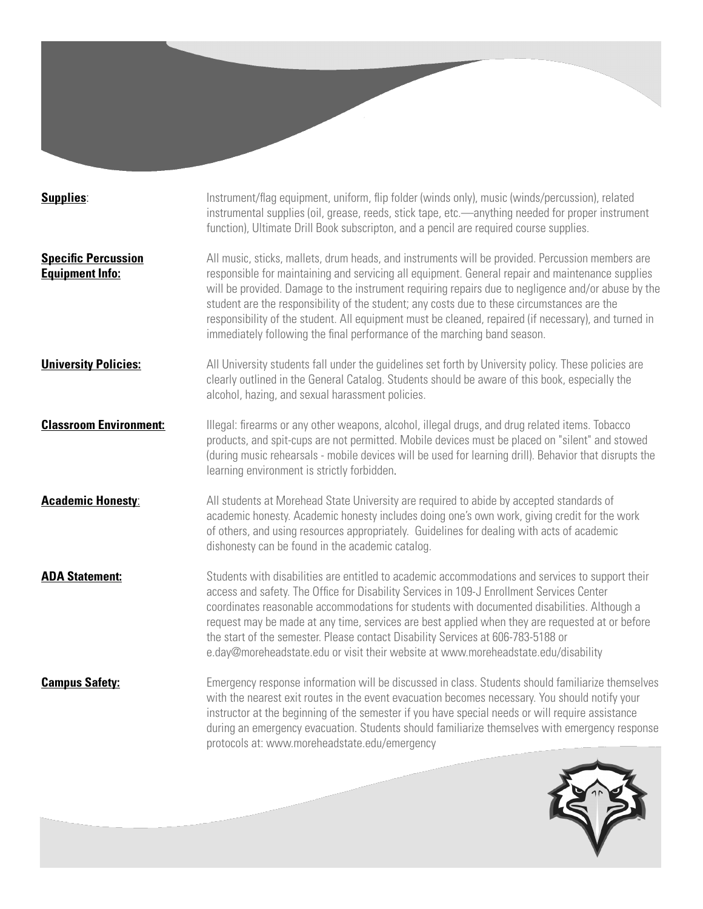**Supplies**: Instrument/flag equipment, uniform, flip folder (winds only), music (winds/percussion), related instrumental supplies (oil, grease, reeds, stick tape, etc.—anything needed for proper instrument function), Ultimate Drill Book subscripton, and a pencil are required course supplies.

**Specific Percussion Equipment Info:** All music, sticks, mallets, drum heads, and instruments will be provided. Percussion members are responsible for maintaining and servicing all equipment. General repair and maintenance supplies will be provided. Damage to the instrument requiring repairs due to negligence and/or abuse by the student are the responsibility of the student; any costs due to these circumstances are the responsibility of the student. All equipment must be cleaned, repaired (if necessary), and turned in immediately following the final performance of the marching band season.

**University Policies:** All University students fall under the guidelines set forth by University policy. These policies are clearly outlined in the General Catalog. Students should be aware of this book, especially the alcohol, hazing, and sexual harassment policies.

**Classroom Environment:** Illegal: firearms or any other weapons, alcohol, illegal drugs, and drug related items. Tobacco products, and spit-cups are not permitted. Mobile devices must be placed on "silent" and stowed (during music rehearsals - mobile devices will be used for learning drill). Behavior that disrupts the learning environment is strictly forbidden.

**Academic Honesty**: All students at Morehead State University are required to abide by accepted standards of academic honesty. Academic honesty includes doing one's own work, giving credit for the work of others, and using resources appropriately. Guidelines for dealing with acts of academic dishonesty can be found in the academic catalog.

**ADA Statement:** Students with disabilities are entitled to academic accommodations and services to support their access and safety. The Office for Disability Services in 109-J Enrollment Services Center coordinates reasonable accommodations for students with documented disabilities. Although a request may be made at any time, services are best applied when they are requested at or before the start of the semester. Please contact Disability Services at 606-783-5188 or e.day@moreheadstate.edu or visit their website at www.moreheadstate.edu/disability

**Campus Safety:** Emergency response information will be discussed in class. Students should familiarize themselves with the nearest exit routes in the event evacuation becomes necessary. You should notify your instructor at the beginning of the semester if you have special needs or will require assistance during an emergency evacuation. Students should familiarize themselves with emergency response protocols at: www.moreheadstate.edu/emergency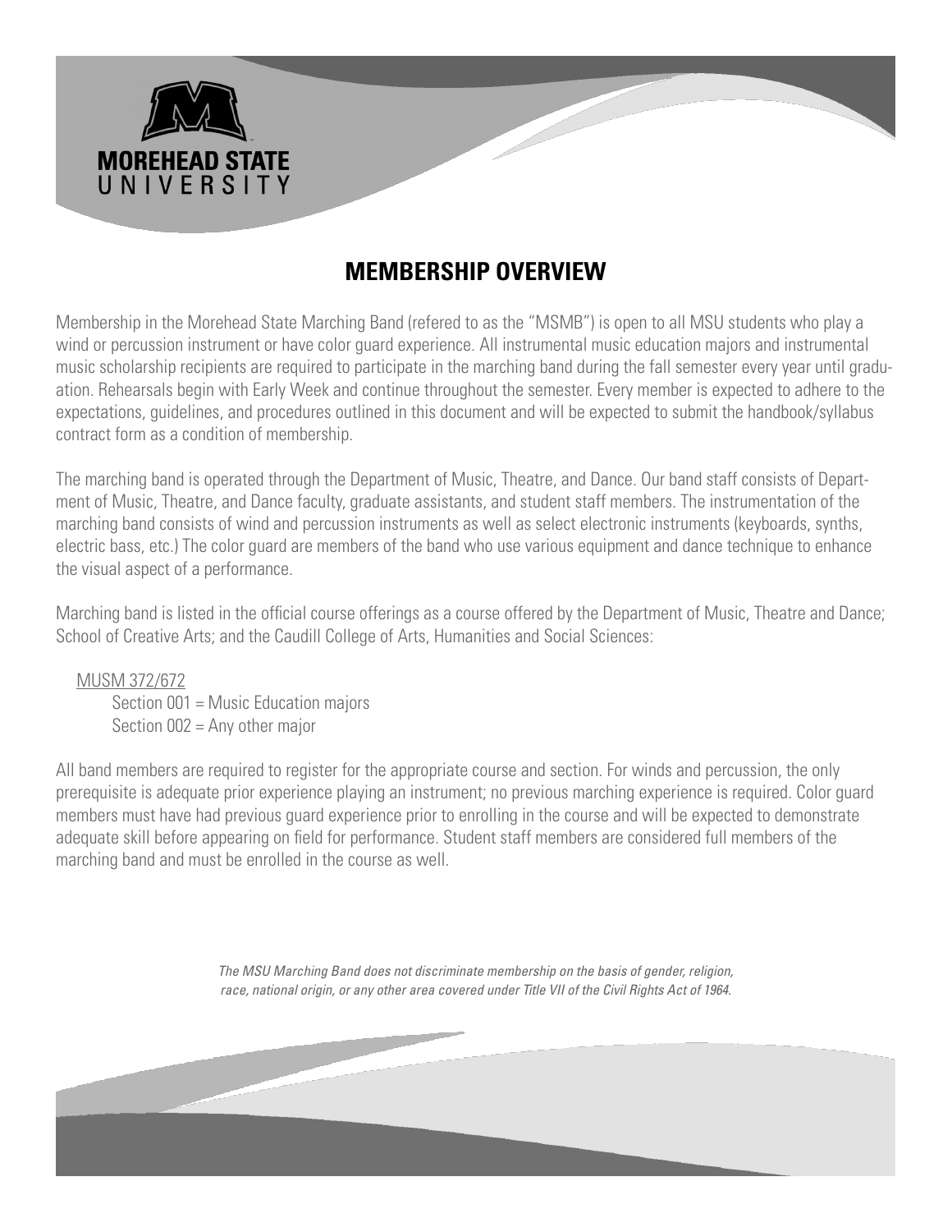# MEMBERSHIP OVERVIEW

Membership in the Morehead State Marching Band (refered to as the "MSMB") is open to all MSU students who play a wind or percussion instrument or have color guard experience. All instrumental music education majors and instrumental music scholarship recipients are required to participate in the marching band during the fall semester every year until graduation. Rehearsals begin with Early Week and continue throughout the semester. Every member is expected to adhere to the expectations, guidelines, and procedures outlined in this document and will be expected to submit the handbook/syllabus contract form as a condition of membership.

The marching band is operated through the Department of Music, Theatre, and Dance. Our band staff consists of Department of Music, Theatre, and Dance faculty, graduate assistants, and student staff members. The instrumentation of the marching band consists of wind and percussion instruments as well as select electronic instruments (keyboards, synths, electric bass, etc.) The color guard are members of the band who use various equipment and dance technique to enhance the visual aspect of a performance.

Marching band is listed in the official course offerings as a course offered by the Department of Music, Theatre and Dance; School of Creative Arts; and the Caudill College of Arts, Humanities and Social Sciences:

<u>MUSM 372/672</u>

- Section 001 = Music Education majors
- Section 002 = Any other major

All band members are required to register for the appropriate course and section. For winds and percussion, the only prerequisite is adequate prior experience playing an instrument; no previous marching experience is required. Color guard members must have had previous guard experience prior to enrolling in the course and will be expected to demonstrate adequate skill before appearing on field for performance. Student staff members are considered full members of the marching band and must be enrolled in the course as well.

*The MSU Marching Band does not discriminate membership on the basis of gender, religion, race, national origin, or any other area covered under Title VII of the Civil Rights Act of 1964.*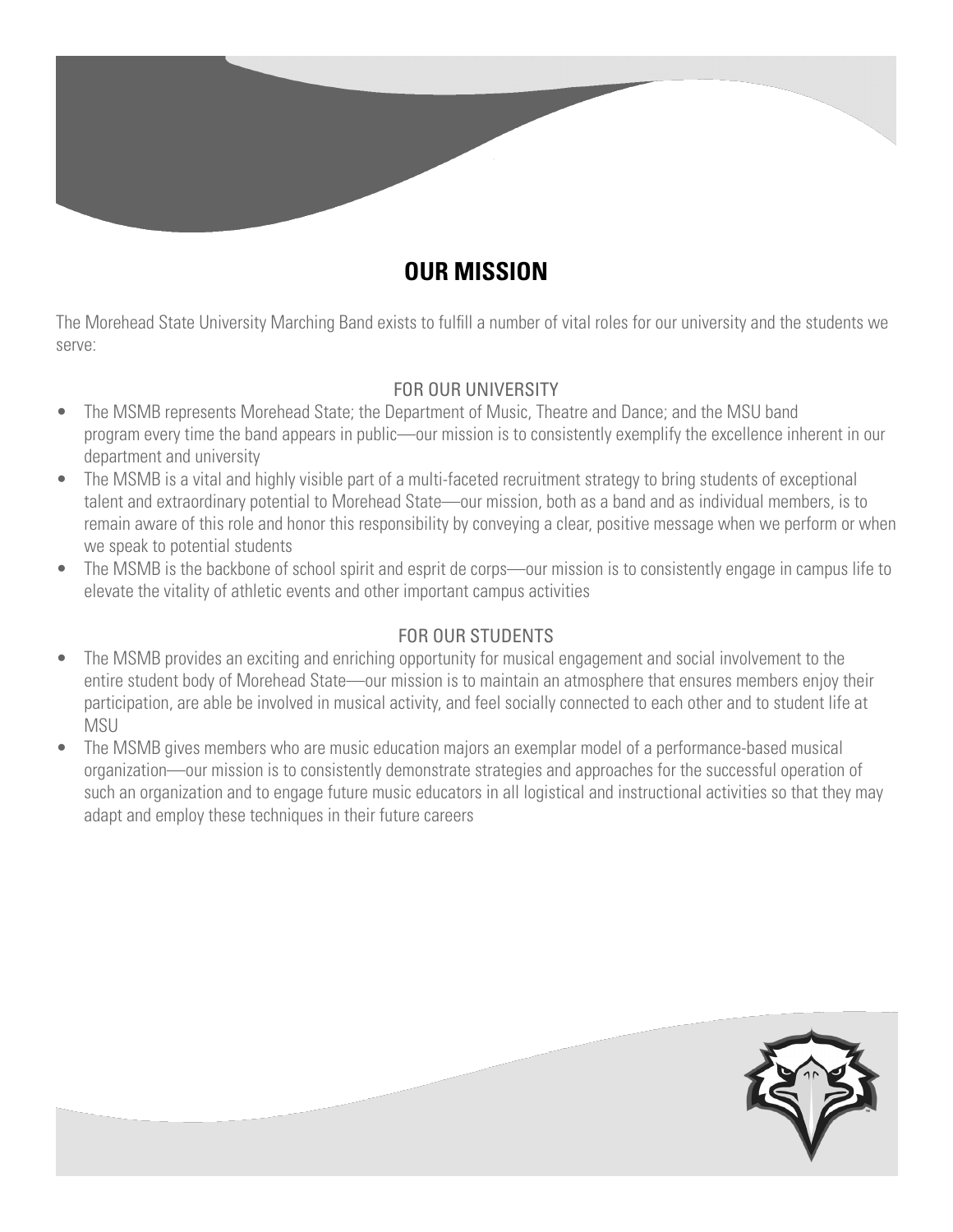# OUR MISSION

The Morehead State University Marching Band exists to fulfill a number of vital roles for our university and the students we serve:

### FOR OUR UNIVERSITY

- The MSMB represents Morehead State; the Department of Music, Theatre and Dance; and the MSU band program every time the band appears in public—our mission is to consistently exemplify the excellence inherent in our department and university
- The MSMB is a vital and highly visible part of a multi-faceted recruitment strategy to bring students of exceptional talent and extraordinary potential to Morehead State—our mission, both as a band and as individual members, is to remain aware of this role and honor this responsibility by conveying a clear, positive message when we perform or when we speak to potential students
- The MSMB is the backbone of school spirit and esprit de corps—our mission is to consistently engage in campus life to elevate the vitality of athletic events and other important campus activities

### FOR OUR STUDENTS

- The MSMB provides an exciting and enriching opportunity for musical engagement and social involvement to the entire student body of Morehead State—our mission is to maintain an atmosphere that ensures members enjoy their participation, are able be involved in musical activity, and feel socially connected to each other and to student life at MSU
- The MSMB gives members who are music education majors an exemplar model of a performance-based musical organization—our mission is to consistently demonstrate strategies and approaches for the successful operation of such an organization and to engage future music educators in all logistical and instructional activities so that they may adapt and employ these techniques in their future careers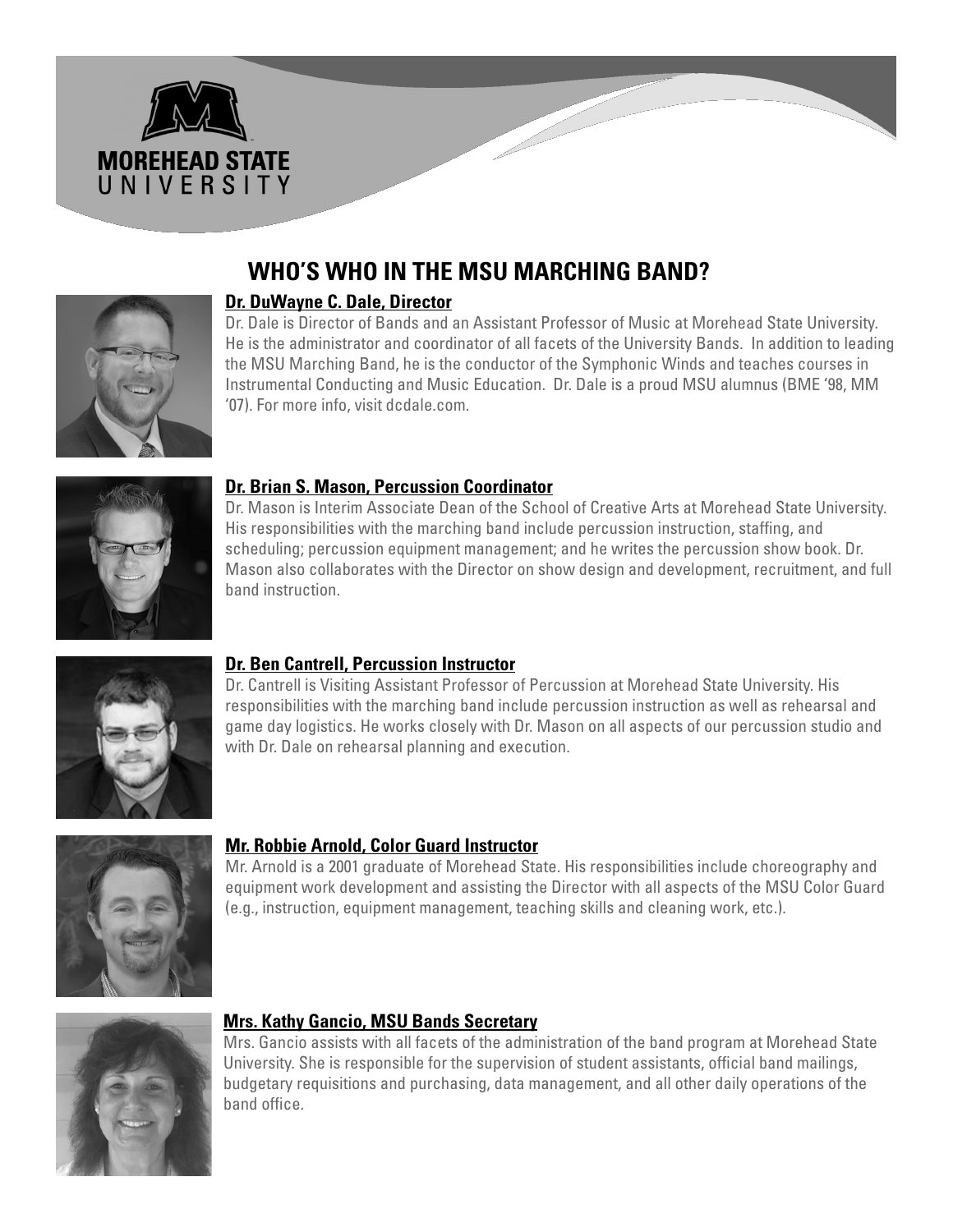MOREHEAD STATE UNIVERSITY

# WHO'S WHO IN THE MSU MARCHING BAND?

### Dr. DuWayne C. Dale, Director

Dr. Dale is Director of Bands and an Assistant Professor of Music at Morehead State University. He is the administrator and coordinator of all facets of the University Bands. In addition to leading the MSU Marching Band, he is the conductor of the Symphonic Winds and teaches courses in Instrumental Conducting and Music Education. Dr. Dale is a proud MSU alumnus (BME '98, MM '07). For more info, visit dcdale.com.

### Dr. Brian S. Mason, Percussion Coordinator

Dr. Mason is Interim Associate Dean of the School of Creative Arts at Morehead State University. His responsibilities with the marching band include percussion instruction, staffing, and scheduling; percussion equipment management; and he writes the percussion show book. Dr. Mason also collaborates with the Director on show design and development, recruitment, and full band instruction.

### Dr. Ben Cantrell, Percussion Instructor

Dr. Cantrell is Visiting Assistant Professor of Percussion at Morehead State University. His responsibilities with the marching band include percussion instruction as well as rehearsal and game day logistics. He works closely with Dr. Mason on all aspects of our percussion studio and with Dr. Dale on rehearsal planning and execution.

### Mr. Robbie Arnold, Color Guard Instructor

Mr. Arnold is a 2001 graduate of Morehead State. His responsibilities include choreography and equipment work development and assisting the Director with all aspects of the MSU Color Guard (e.g., instruction, equipment management, teaching skills and cleaning work, etc.).

### Mrs. Kathy Gancio, MSU Bands Secretary

Mrs. Gancio assists with all facets of the administration of the band program at Morehead State University. She is responsible for the supervision of student assistants, official band mailings, budgetary requisitions and purchasing, data management, and all other daily operations of the band office.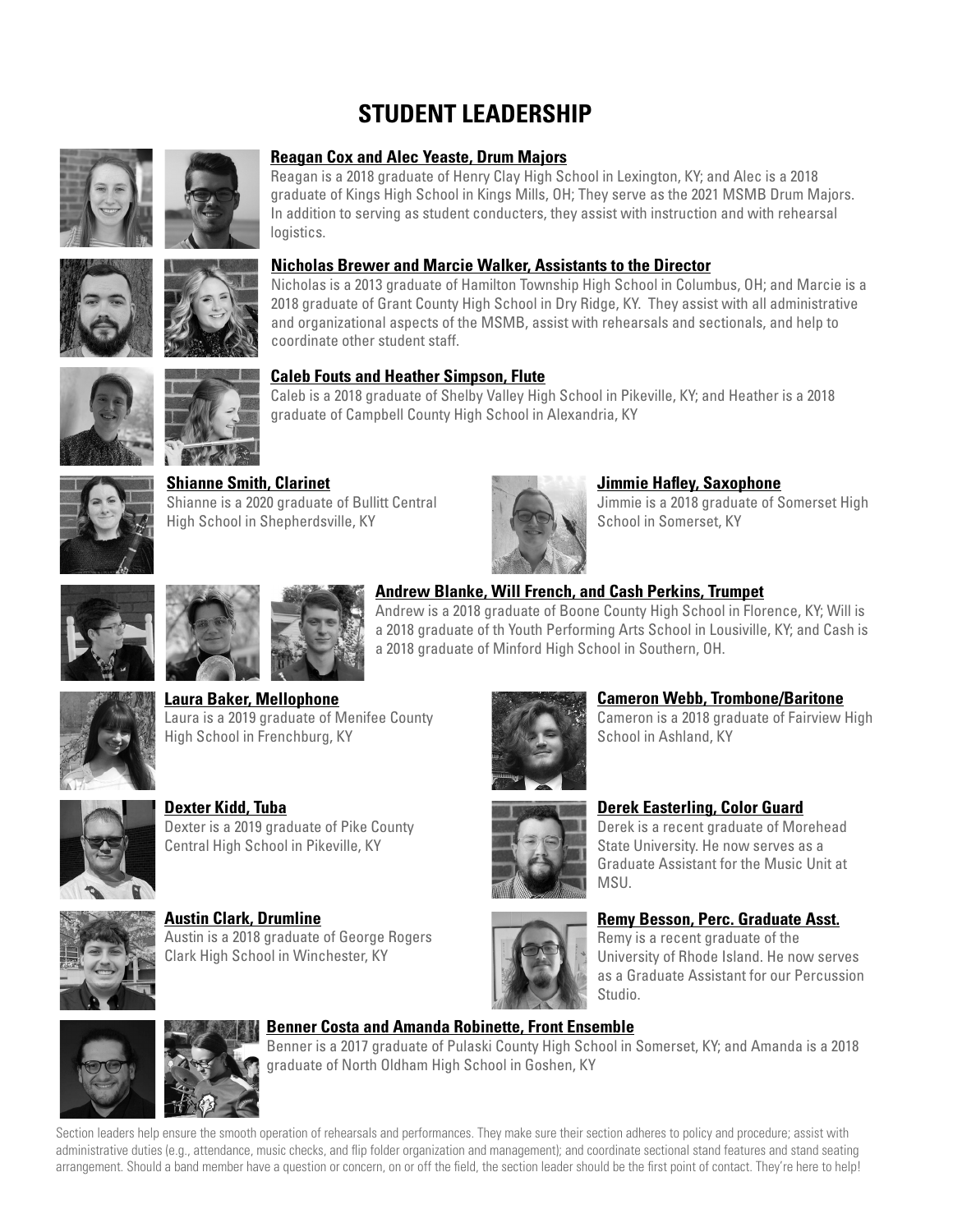# STUDENT LEADERSHIP

**Reagan Cox and Alec Yeaste, Drum Majors**

Reagan is a 2018 graduate of Henry Clay High School in Lexington, KY; and Alec is a 2018 graduate of Kings High School in Kings Mills, OH; They serve as the 2021 MSMB Drum Majors. In addition to serving as student conducters, they assist with instruction and with rehearsal logistics.

**Nicholas Brewer and Marcie Walker, Assistants to the Director**

Nicholas is a 2013 graduate of Hamilton Township High School in Columbus, OH; and Marcie is a 2018 graduate of Grant County High School in Dry Ridge, KY. They assist with all administrative and organizational aspects of the MSMB, assist with rehearsals and sectionals, and help to coordinate other student staff.

**Caleb Fouts and Heather Simpson, Flute**

Caleb is a 2018 graduate of Shelby Valley High School in Pikeville, KY; and Heather is a 2018 graduate of Campbell County High School in Alexandria, KY

**Shianne Smith, Clarinet**

Shianne is a 2020 graduate of Bullitt Central High School in Shepherdsville, KY

**Jimmie Hafley, Saxophone**

Jimmie is a 2018 graduate of Somerset High School in Somerset, KY

**Andrew Blanke, Will French, and Cash Perkins, Trumpet**

Andrew is a 2018 graduate of Boone County High School in Florence, KY; Will is a 2018 graduate of th Youth Performing Arts School in Lousiville, KY; and Cash is a 2018 graduate of Minford High School in Southern, OH.

**Laura Baker, Mellophone**

Laura is a 2019 graduate of Menifee County High School in Frenchburg, KY

**Cameron Webb, Trombone/Baritone**

Cameron is a 2018 graduate of Fairview High School in Ashland, KY

**Dexter Kidd, Tuba**

Dexter is a 2019 graduate of Pike County Central High School in Pikeville, KY

**Derek Easterling, Color Guard**

Derek is a recent graduate of Morehead State University. He now serves as a Graduate Assistant for the Music Unit at MSU.

**Austin Clark, Drumline**

Austin is a 2018 graduate of George Rogers Clark High School in Winchester, KY

**Remy Besson, Perc. Graduate Asst.**

Remy is a recent graduate of the University of Rhode Island. He now serves as a Graduate Assistant for our Percussion Studio.

**Benner Costa and Amanda Robinette, Front Ensemble**

Benner is a 2017 graduate of Pulaski County High School in Somerset, KY; and Amanda is a 2018 graduate of North Oldham High School in Goshen, KY

Section leaders help ensure the smooth operation of rehearsals and performances. They make sure their section adheres to policy and procedure; assist with administrative duties (e.g., attendance, music checks, and flip folder organization and management); and coordinate sectional stand features and stand seating arrangement. Should a band member have a question or concern, on or off the field, the section leader should be the first point of contact. They're here to help!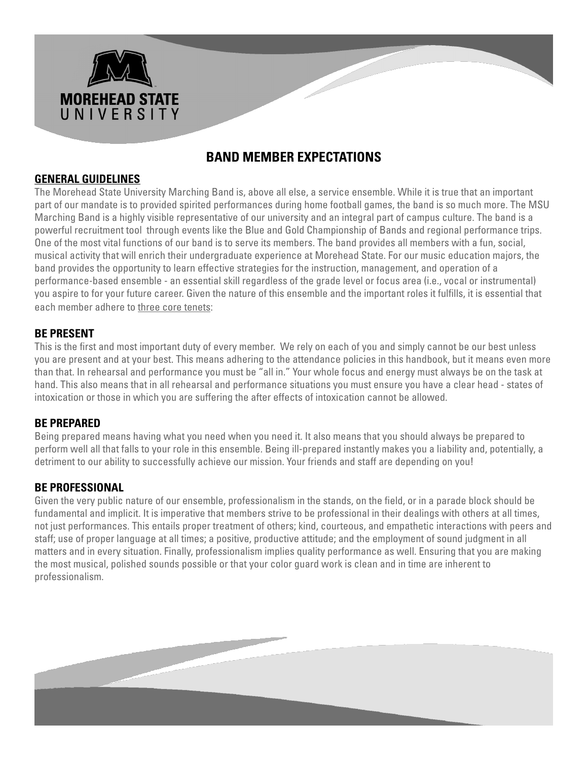# BAND MEMBER EXPECTATIONS

## GENERAL GUIDELINES

The Morehead State University Marching Band is, above all else, a service ensemble. While it is true that an important part of our mandate is to provided spirited performances during home football games, the band is so much more. The MSU Marching Band is a highly visible representative of our university and an integral part of campus culture. The band is a powerful recruitment tool through events like the Blue and Gold Championship of Bands and regional performance trips. One of the most vital functions of our band is to serve its members. The band provides all members with a fun, social, musical activity that will enrich their undergraduate experience at Morehead State. For our music education majors, the band provides the opportunity to learn effective strategies for the instruction, management, and operation of a performance-based ensemble - an essential skill regardless of the grade level or focus area (i.e., vocal or instrumental) you aspire to for your future career. Given the nature of this ensemble and the important roles it fulfills, it is essential that each member adhere to three core tenets:

## BE PRESENT

This is the first and most important duty of every member. We rely on each of you and simply cannot be our best unless you are present and at your best. This means adhering to the attendance policies in this handbook, but it means even more than that. In rehearsal and performance you must be "all in." Your whole focus and energy must always be on the task at hand. This also means that in all rehearsal and performance situations you must ensure you have a clear head - states of intoxication or those in which you are suffering the after effects of intoxication cannot be allowed.

## BE PREPARED

Being prepared means having what you need when you need it. It also means that you should always be prepared to perform well all that falls to your role in this ensemble. Being ill-prepared instantly makes you a liability and, potentially, a detriment to our ability to successfully achieve our mission. Your friends and staff are depending on you!

## BE PROFESSIONAL

Given the very public nature of our ensemble, professionalism in the stands, on the field, or in a parade block should be fundamental and implicit. It is imperative that members strive to be professional in their dealings with others at all times, not just performances. This entails proper treatment of others; kind, courteous, and empathetic interactions with peers and staff; use of proper language at all times; a positive, productive attitude; and the employment of sound judgment in all matters and in every situation. Finally, professionalism implies quality performance as well. Ensuring that you are making the most musical, polished sounds possible or that your color guard work is clean and in time are inherent to professionalism.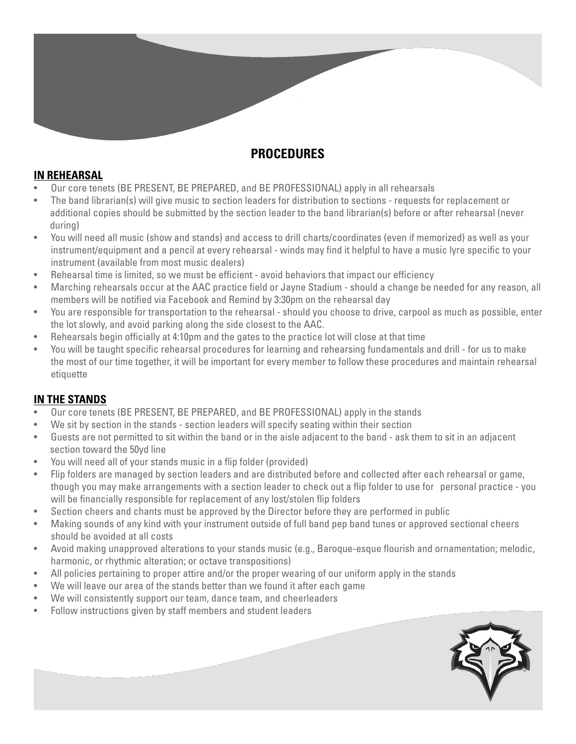# PROCEDURES

## IN REHEARSAL

- Our core tenets (BE PRESENT, BE PREPARED, and BE PROFESSIONAL) apply in all rehearsals
- The band librarian(s) will give music to section leaders for distribution to sections - requests for replacement or additional copies should be submitted by the section leader to the band librarian(s) before or after rehearsal (never during)
- You will need all music (show and stands) and access to drill charts/coordinates (even if memorized) as well as your instrument/equipment and a pencil at every rehearsal - winds may find it helpful to have a music lyre specific to your instrument (available from most music dealers)
- Rehearsal time is limited, so we must be efficient - avoid behaviors that impact our efficiency
- Marching rehearsals occur at the AAC practice field or Jayne Stadium - should a change be needed for any reason, all members will be notified via Facebook and Remind by 3:30pm on the rehearsal day
- You are responsible for transportation to the rehearsal - should you choose to drive, carpool as much as possible, enter the lot slowly, and avoid parking along the side closest to the AAC.
- Rehearsals begin officially at 4:10pm and the gates to the practice lot will close at that time
- You will be taught specific rehearsal procedures for learning and rehearsing fundamentals and drill - for us to make the most of our time together, it will be important for every member to follow these procedures and maintain rehearsal etiquette

## IN THE STANDS

- Our core tenets (BE PRESENT, BE PREPARED, and BE PROFESSIONAL) apply in the stands
- We sit by section in the stands - section leaders will specify seating within their section
- Guests are not permitted to sit within the band or in the aisle adjacent to the band - ask them to sit in an adjacent section toward the 50yd line
- You will need all of your stands music in a flip folder (provided)
- Flip folders are managed by section leaders and are distributed before and collected after each rehearsal or game, though you may make arrangements with a section leader to check out a flip folder to use for personal practice - you will be financially responsible for replacement of any lost/stolen flip folders
- Section cheers and chants must be approved by the Director before they are performed in public
- Making sounds of any kind with your instrument outside of full band pep band tunes or approved sectional cheers should be avoided at all costs
- Avoid making unapproved alterations to your stands music (e.g., Baroque-esque flourish and ornamentation; melodic, harmonic, or rhythmic alteration; or octave transpositions)
- All policies pertaining to proper attire and/or the proper wearing of our uniform apply in the stands
- We will leave our area of the stands better than we found it after each game
- We will consistently support our team, dance team, and cheerleaders
- Follow instructions given by staff members and student leaders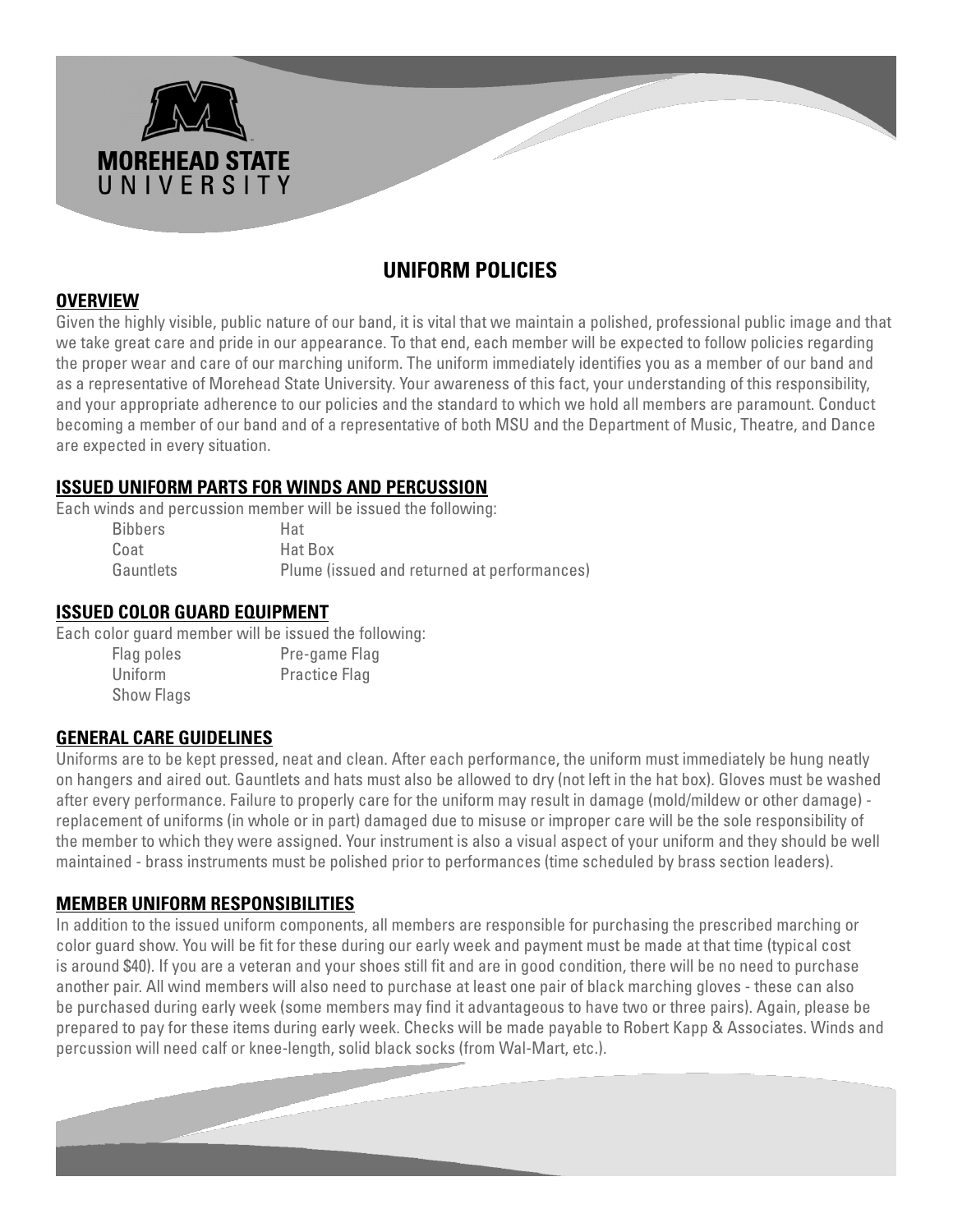# UNIFORM POLICIES

## OVERVIEW

Given the highly visible, public nature of our band, it is vital that we maintain a polished, professional public image and that we take great care and pride in our appearance. To that end, each member will be expected to follow policies regarding the proper wear and care of our marching uniform. The uniform immediately identifies you as a member of our band and as a representative of Morehead State University. Your awareness of this fact, your understanding of this responsibility, and your appropriate adherence to our policies and the standard to which we hold all members are paramount. Conduct becoming a member of our band and of a representative of both MSU and the Department of Music, Theatre, and Dance are expected in every situation.

## ISSUED UNIFORM PARTS FOR WINDS AND PERCUSSION

Each winds and percussion member will be issued the following:

| | |
|---|---|
| Bibbers | Hat |
| Coat | Hat Box |
| Gauntlets | Plume (issued and returned at performances) |

## ISSUED COLOR GUARD EQUIPMENT

Each color guard member will be issued the following:

| | |
|---|---|
| Flag poles | Pre-game Flag |
| Uniform | Practice Flag |
| Show Flags | |

## GENERAL CARE GUIDELINES

Uniforms are to be kept pressed, neat and clean. After each performance, the uniform must immediately be hung neatly on hangers and aired out. Gauntlets and hats must also be allowed to dry (not left in the hat box). Gloves must be washed after every performance. Failure to properly care for the uniform may result in damage (mold/mildew or other damage) - replacement of uniforms (in whole or in part) damaged due to misuse or improper care will be the sole responsibility of the member to which they were assigned. Your instrument is also a visual aspect of your uniform and they should be well maintained - brass instruments must be polished prior to performances (time scheduled by brass section leaders).

## MEMBER UNIFORM RESPONSIBILITIES

In addition to the issued uniform components, all members are responsible for purchasing the prescribed marching or color guard show. You will be fit for these during our early week and payment must be made at that time (typical cost is around $40). If you are a veteran and your shoes still fit and are in good condition, there will be no need to purchase another pair. All wind members will also need to purchase at least one pair of black marching gloves - these can also be purchased during early week (some members may find it advantageous to have two or three pairs). Again, please be prepared to pay for these items during early week. Checks will be made payable to Robert Kapp & Associates. Winds and percussion will need calf or knee-length, solid black socks (from Wal-Mart, etc.).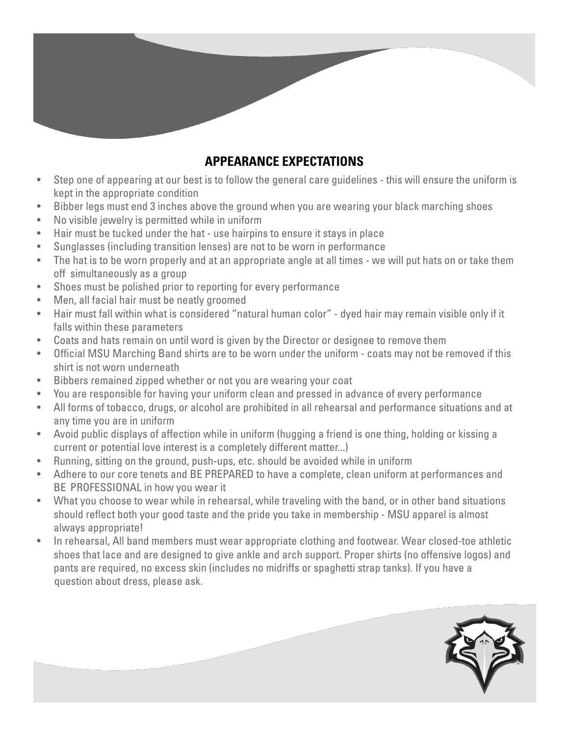## APPEARANCE EXPECTATIONS

- Step one of appearing at our best is to follow the general care guidelines - this will ensure the uniform is kept in the appropriate condition
- Bibber legs must end 3 inches above the ground when you are wearing your black marching shoes
- No visible jewelry is permitted while in uniform
- Hair must be tucked under the hat - use hairpins to ensure it stays in place
- Sunglasses (including transition lenses) are not to be worn in performance
- The hat is to be worn properly and at an appropriate angle at all times - we will put hats on or take them off simultaneously as a group
- Shoes must be polished prior to reporting for every performance
- Men, all facial hair must be neatly groomed
- Hair must fall within what is considered "natural human color" - dyed hair may remain visible only if it falls within these parameters
- Coats and hats remain on until word is given by the Director or designee to remove them
- Official MSU Marching Band shirts are to be worn under the uniform - coats may not be removed if this shirt is not worn underneath
- Bibbers remained zipped whether or not you are wearing your coat
- You are responsible for having your uniform clean and pressed in advance of every performance
- All forms of tobacco, drugs, or alcohol are prohibited in all rehearsal and performance situations and at any time you are in uniform
- Avoid public displays of affection while in uniform (hugging a friend is one thing, holding or kissing a current or potential love interest is a completely different matter...)
- Running, sitting on the ground, push-ups, etc. should be avoided while in uniform
- Adhere to our core tenets and BE PREPARED to have a complete, clean uniform at performances and BE PROFESSIONAL in how you wear it
- What you choose to wear while in rehearsal, while traveling with the band, or in other band situations should reflect both your good taste and the pride you take in membership - MSU apparel is almost always appropriate!
- In rehearsal, All band members must wear appropriate clothing and footwear. Wear closed-toe athletic shoes that lace and are designed to give ankle and arch support. Proper shirts (no offensive logos) and pants are required, no excess skin (includes no midriffs or spaghetti strap tanks). If you have a question about dress, please ask.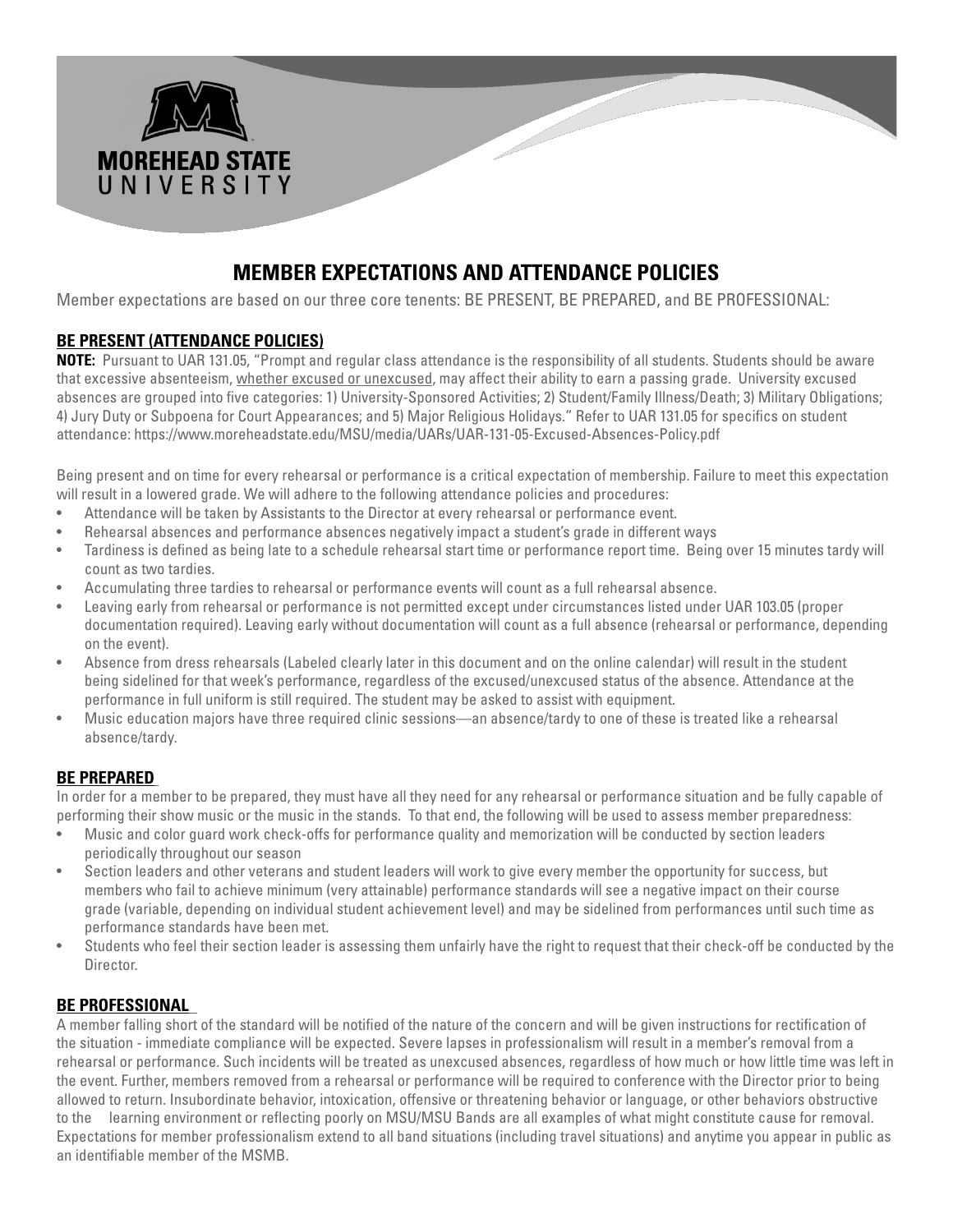# MEMBER EXPECTATIONS AND ATTENDANCE POLICIES

Member expectations are based on our three core tenents: BE PRESENT, BE PREPARED, and BE PROFESSIONAL:

## BE PRESENT (ATTENDANCE POLICIES)

**NOTE:** Pursuant to UAR 131.05, "Prompt and regular class attendance is the responsibility of all students. Students should be aware that excessive absenteeism, whether excused or unexcused, may affect their ability to earn a passing grade. University excused absences are grouped into five categories: 1) University-Sponsored Activities; 2) Student/Family Illness/Death; 3) Military Obligations; 4) Jury Duty or Subpoena for Court Appearances; and 5) Major Religious Holidays." Refer to UAR 131.05 for specifics on student attendance: https://www.moreheadstate.edu/MSU/media/UARs/UAR-131-05-Excused-Absences-Policy.pdf

Being present and on time for every rehearsal or performance is a critical expectation of membership. Failure to meet this expectation will result in a lowered grade. We will adhere to the following attendance policies and procedures:

- Attendance will be taken by Assistants to the Director at every rehearsal or performance event.
- Rehearsal absences and performance absences negatively impact a student's grade in different ways
- Tardiness is defined as being late to a schedule rehearsal start time or performance report time. Being over 15 minutes tardy will count as two tardies.
- Accumulating three tardies to rehearsal or performance events will count as a full rehearsal absence.
- Leaving early from rehearsal or performance is not permitted except under circumstances listed under UAR 103.05 (proper documentation required). Leaving early without documentation will count as a full absence (rehearsal or performance, depending on the event).
- Absence from dress rehearsals (Labeled clearly later in this document and on the online calendar) will result in the student being sidelined for that week's performance, regardless of the excused/unexcused status of the absence. Attendance at the performance in full uniform is still required. The student may be asked to assist with equipment.
- Music education majors have three required clinic sessions—an absence/tardy to one of these is treated like a rehearsal absence/tardy.

## BE PREPARED

In order for a member to be prepared, they must have all they need for any rehearsal or performance situation and be fully capable of performing their show music or the music in the stands. To that end, the following will be used to assess member preparedness:

- Music and color guard work check-offs for performance quality and memorization will be conducted by section leaders periodically throughout our season
- Section leaders and other veterans and student leaders will work to give every member the opportunity for success, but members who fail to achieve minimum (very attainable) performance standards will see a negative impact on their course grade (variable, depending on individual student achievement level) and may be sidelined from performances until such time as performance standards have been met.
- Students who feel their section leader is assessing them unfairly have the right to request that their check-off be conducted by the Director.

## BE PROFESSIONAL

A member falling short of the standard will be notified of the nature of the concern and will be given instructions for rectification of the situation - immediate compliance will be expected. Severe lapses in professionalism will result in a member's removal from a rehearsal or performance. Such incidents will be treated as unexcused absences, regardless of how much or how little time was left in the event. Further, members removed from a rehearsal or performance will be required to conference with the Director prior to being allowed to return. Insubordinate behavior, intoxication, offensive or threatening behavior or language, or other behaviors obstructive to the learning environment or reflecting poorly on MSU/MSU Bands are all examples of what might constitute cause for removal. Expectations for member professionalism extend to all band situations (including travel situations) and anytime you appear in public as an identifiable member of the MSMB.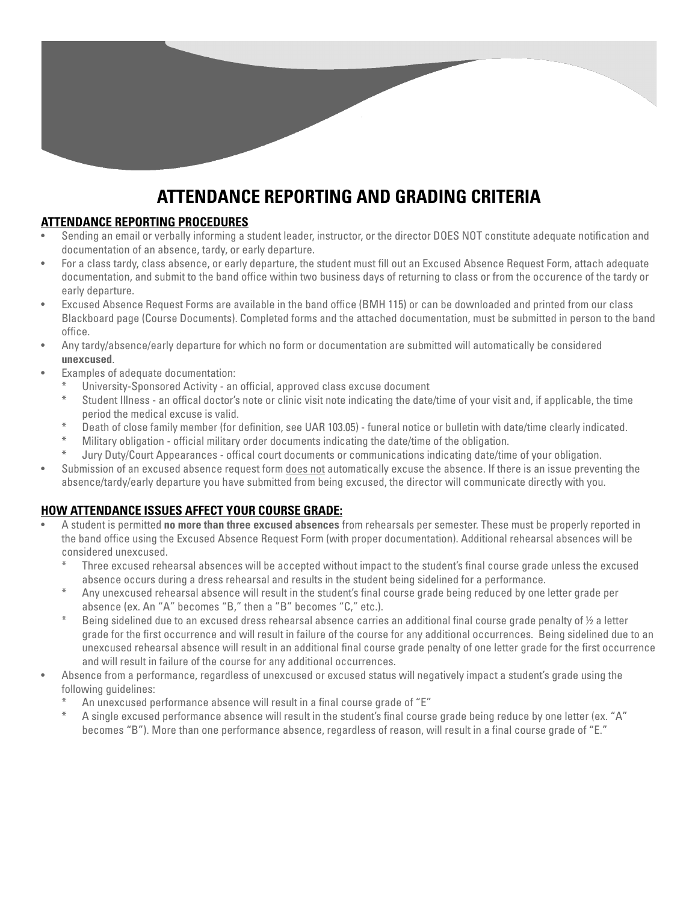# ATTENDANCE REPORTING AND GRADING CRITERIA

## ATTENDANCE REPORTING PROCEDURES

- Sending an email or verbally informing a student leader, instructor, or the director DOES NOT constitute adequate notification and documentation of an absence, tardy, or early departure.
- For a class tardy, class absence, or early departure, the student must fill out an Excused Absence Request Form, attach adequate documentation, and submit to the band office within two business days of returning to class or from the occurence of the tardy or early departure.
- Excused Absence Request Forms are available in the band office (BMH 115) or can be downloaded and printed from our class Blackboard page (Course Documents). Completed forms and the attached documentation, must be submitted in person to the band office.
- Any tardy/absence/early departure for which no form or documentation are submitted will automatically be considered **unexcused**.
- Examples of adequate documentation:
  - University-Sponsored Activity - an official, approved class excuse document
  - Student Illness - an offical doctor's note or clinic visit note indicating the date/time of your visit and, if applicable, the time period the medical excuse is valid.
  - Death of close family member (for definition, see UAR 103.05) - funeral notice or bulletin with date/time clearly indicated.
  - Military obligation - official military order documents indicating the date/time of the obligation.
  - Jury Duty/Court Appearances - offical court documents or communications indicating date/time of your obligation.
- Submission of an excused absence request form <u>does not</u> automatically excuse the absence. If there is an issue preventing the absence/tardy/early departure you have submitted from being excused, the director will communicate directly with you.

## HOW ATTENDANCE ISSUES AFFECT YOUR COURSE GRADE:

- A student is permitted **no more than three excused absences** from rehearsals per semester. These must be properly reported in the band office using the Excused Absence Request Form (with proper documentation). Additional rehearsal absences will be considered unexcused.
  - Three excused rehearsal absences will be accepted without impact to the student's final course grade unless the excused absence occurs during a dress rehearsal and results in the student being sidelined for a performance.
  - Any unexcused rehearsal absence will result in the student's final course grade being reduced by one letter grade per absence (ex. An "A" becomes "B," then a "B" becomes "C," etc.).
  - Being sidelined due to an excused dress rehearsal absence carries an additional final course grade penalty of ½ a letter grade for the first occurrence and will result in failure of the course for any additional occurrences. Being sidelined due to an unexcused rehearsal absence will result in an additional final course grade penalty of one letter grade for the first occurrence and will result in failure of the course for any additional occurrences.
- Absence from a performance, regardless of unexcused or excused status will negatively impact a student's grade using the following guidelines:
  - An unexcused performance absence will result in a final course grade of "E"
  - A single excused performance absence will result in the student's final course grade being reduce by one letter (ex. "A" becomes "B"). More than one performance absence, regardless of reason, will result in a final course grade of "E."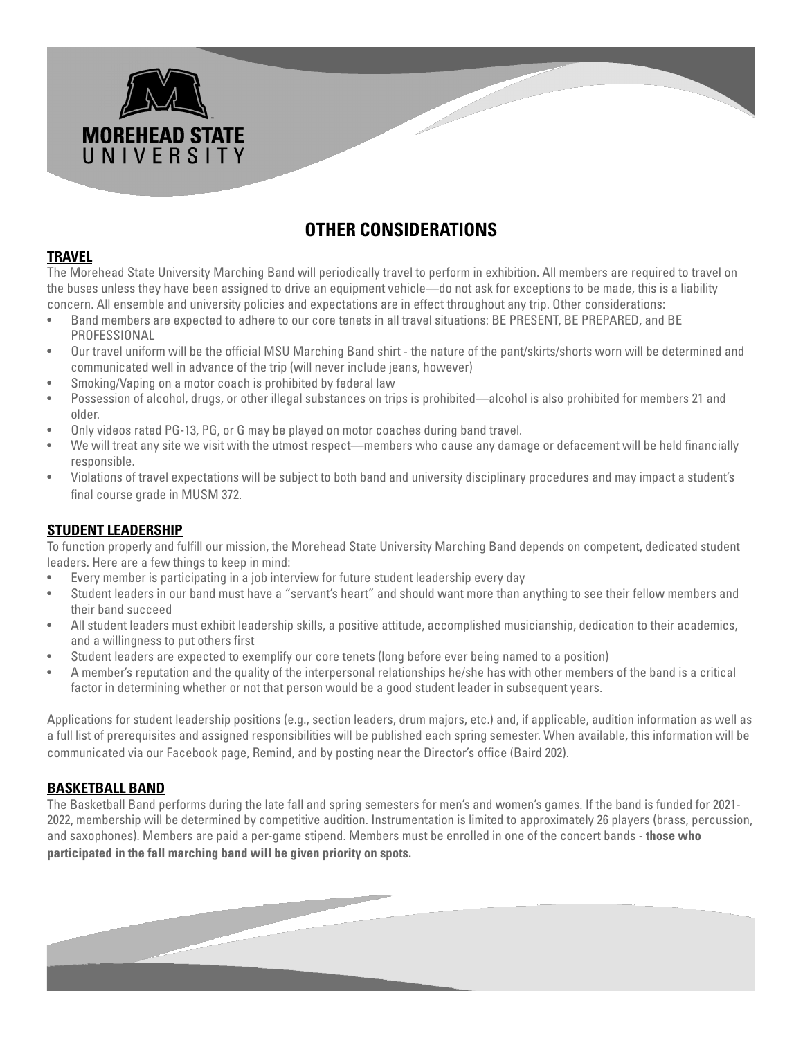# OTHER CONSIDERATIONS

## TRAVEL

The Morehead State University Marching Band will periodically travel to perform in exhibition. All members are required to travel on the buses unless they have been assigned to drive an equipment vehicle—do not ask for exceptions to be made, this is a liability concern. All ensemble and university policies and expectations are in effect throughout any trip. Other considerations:

- Band members are expected to adhere to our core tenets in all travel situations: BE PRESENT, BE PREPARED, and BE PROFESSIONAL
- Our travel uniform will be the official MSU Marching Band shirt - the nature of the pant/skirts/shorts worn will be determined and communicated well in advance of the trip (will never include jeans, however)
- Smoking/Vaping on a motor coach is prohibited by federal law
- Possession of alcohol, drugs, or other illegal substances on trips is prohibited—alcohol is also prohibited for members 21 and older.
- Only videos rated PG-13, PG, or G may be played on motor coaches during band travel.
- We will treat any site we visit with the utmost respect—members who cause any damage or defacement will be held financially responsible.
- Violations of travel expectations will be subject to both band and university disciplinary procedures and may impact a student's final course grade in MUSM 372.

## STUDENT LEADERSHIP

To function properly and fulfill our mission, the Morehead State University Marching Band depends on competent, dedicated student leaders. Here are a few things to keep in mind:

- Every member is participating in a job interview for future student leadership every day
- Student leaders in our band must have a "servant's heart" and should want more than anything to see their fellow members and their band succeed
- All student leaders must exhibit leadership skills, a positive attitude, accomplished musicianship, dedication to their academics, and a willingness to put others first
- Student leaders are expected to exemplify our core tenets (long before ever being named to a position)
- A member's reputation and the quality of the interpersonal relationships he/she has with other members of the band is a critical factor in determining whether or not that person would be a good student leader in subsequent years.

Applications for student leadership positions (e.g., section leaders, drum majors, etc.) and, if applicable, audition information as well as a full list of prerequisites and assigned responsibilities will be published each spring semester. When available, this information will be communicated via our Facebook page, Remind, and by posting near the Director's office (Baird 202).

## BASKETBALL BAND

The Basketball Band performs during the late fall and spring semesters for men's and women's games. If the band is funded for 2021-2022, membership will be determined by competitive audition. Instrumentation is limited to approximately 26 players (brass, percussion, and saxophones). Members are paid a per-game stipend. Members must be enrolled in one of the concert bands - **those who participated in the fall marching band will be given priority on spots.**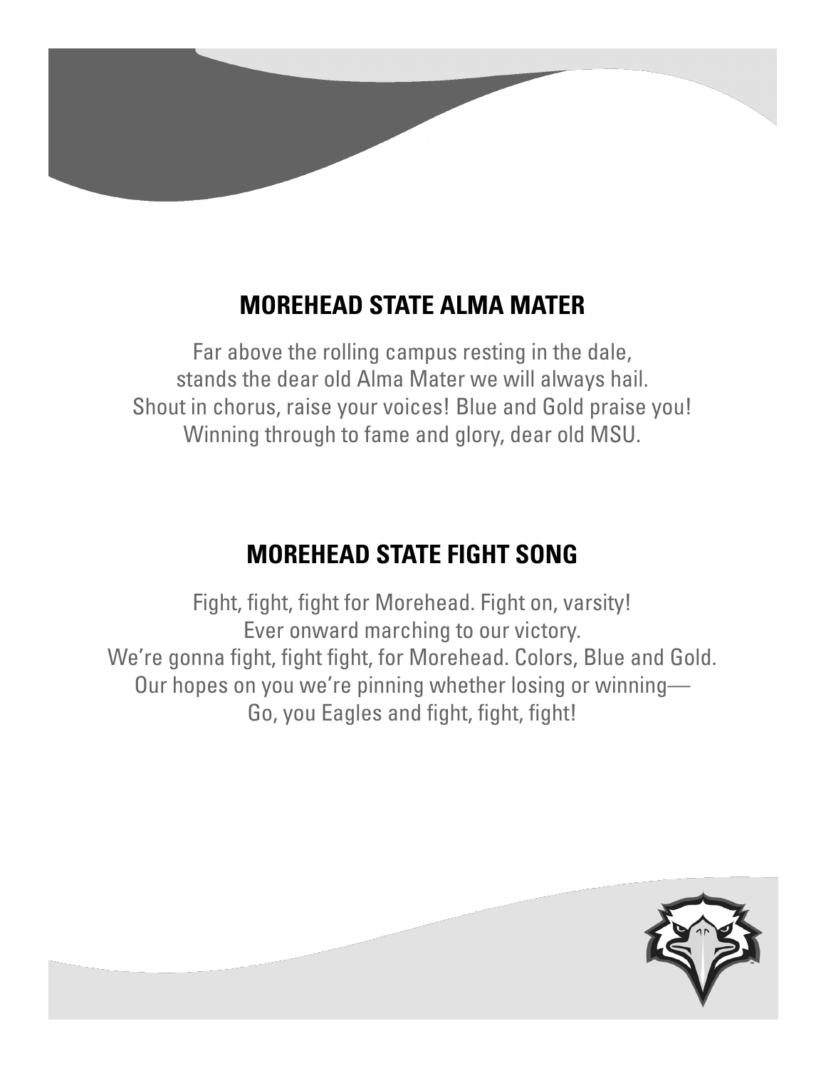## MOREHEAD STATE ALMA MATER

Far above the rolling campus resting in the dale,
stands the dear old Alma Mater we will always hail.
Shout in chorus, raise your voices! Blue and Gold praise you!
Winning through to fame and glory, dear old MSU.

## MOREHEAD STATE FIGHT SONG

Fight, fight, fight for Morehead. Fight on, varsity!
Ever onward marching to our victory.
We're gonna fight, fight fight, for Morehead. Colors, Blue and Gold.
Our hopes on you we're pinning whether losing or winning—
Go, you Eagles and fight, fight, fight!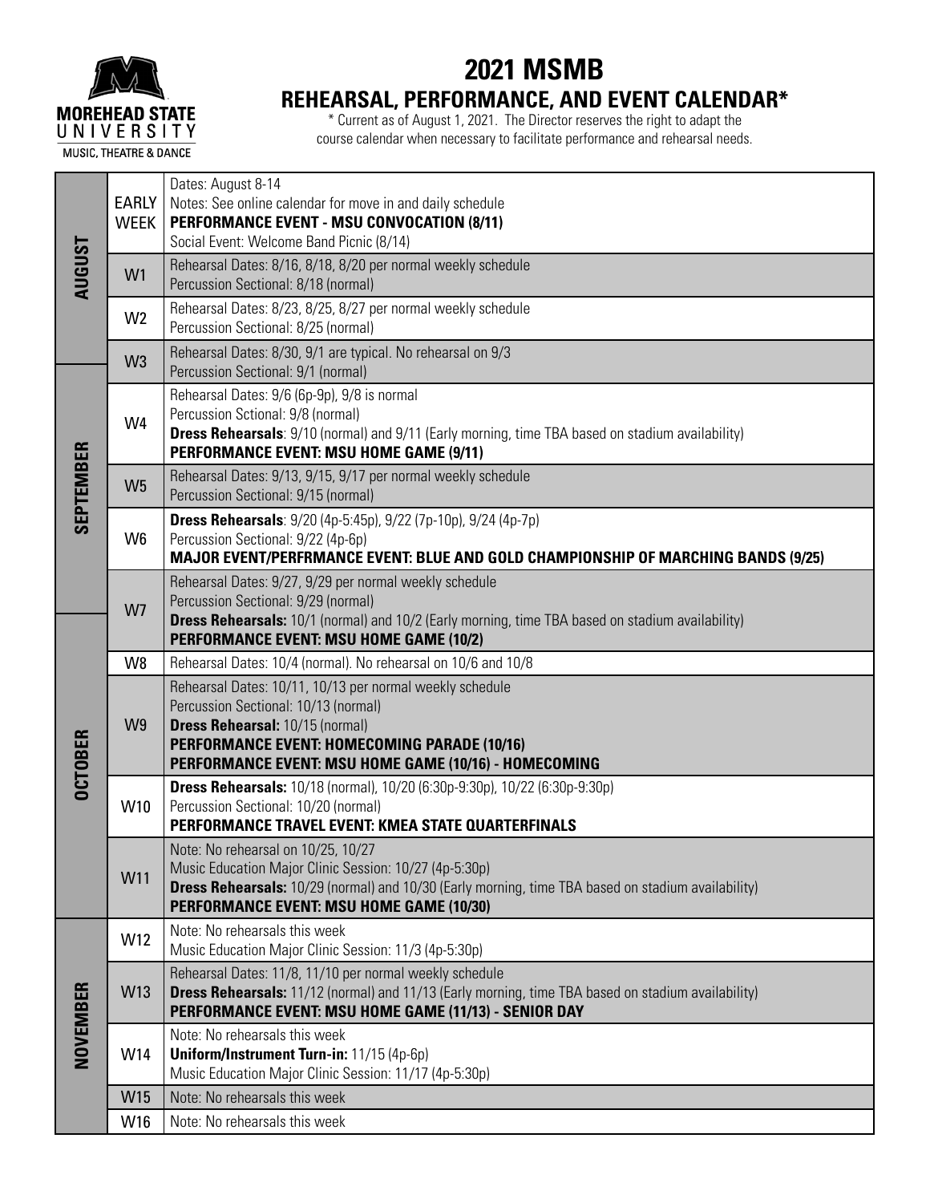MOREHEAD STATE UNIVERSITY
MUSIC, THEATRE & DANCE

# 2021 MSMB

## REHEARSAL, PERFORMANCE, AND EVENT CALENDAR*

\* Current as of August 1, 2021. The Director reserves the right to adapt the course calendar when necessary to facilitate performance and rehearsal needs.

| | | |
|---|---|---|
| **AUGUST** | EARLY WEEK | Dates: August 8-14<br>Notes: See online calendar for move in and daily schedule<br>**PERFORMANCE EVENT - MSU CONVOCATION (8/11)**<br>Social Event: Welcome Band Picnic (8/14) |
| **AUGUST** | W1 | Rehearsal Dates: 8/16, 8/18, 8/20 per normal weekly schedule<br>Percussion Sectional: 8/18 (normal) |
| **AUGUST** | W2 | Rehearsal Dates: 8/23, 8/25, 8/27 per normal weekly schedule<br>Percussion Sectional: 8/25 (normal) |
| **AUGUST** | W3 | Rehearsal Dates: 8/30, 9/1 are typical. No rehearsal on 9/3<br>Percussion Sectional: 9/1 (normal) |
| **SEPTEMBER** | W4 | Rehearsal Dates: 9/6 (6p-9p), 9/8 is normal<br>Percussion Sctional: 9/8 (normal)<br>**Dress Rehearsals**: 9/10 (normal) and 9/11 (Early morning, time TBA based on stadium availability)<br>**PERFORMANCE EVENT: MSU HOME GAME (9/11)** |
| **SEPTEMBER** | W5 | Rehearsal Dates: 9/13, 9/15, 9/17 per normal weekly schedule<br>Percussion Sectional: 9/15 (normal) |
| **SEPTEMBER** | W6 | **Dress Rehearsals**: 9/20 (4p-5:45p), 9/22 (7p-10p), 9/24 (4p-7p)<br>Percussion Sectional: 9/22 (4p-6p)<br>**MAJOR EVENT/PERFRMANCE EVENT: BLUE AND GOLD CHAMPIONSHIP OF MARCHING BANDS (9/25)** |
| **SEPTEMBER / OCTOBER** | W7 | Rehearsal Dates: 9/27, 9/29 per normal weekly schedule<br>Percussion Sectional: 9/29 (normal)<br>**Dress Rehearsals:** 10/1 (normal) and 10/2 (Early morning, time TBA based on stadium availability)<br>**PERFORMANCE EVENT: MSU HOME GAME (10/2)** |
| **OCTOBER** | W8 | Rehearsal Dates: 10/4 (normal). No rehearsal on 10/6 and 10/8 |
| **OCTOBER** | W9 | Rehearsal Dates: 10/11, 10/13 per normal weekly schedule<br>Percussion Sectional: 10/13 (normal)<br>**Dress Rehearsal:** 10/15 (normal)<br>**PERFORMANCE EVENT: HOMECOMING PARADE (10/16)**<br>**PERFORMANCE EVENT: MSU HOME GAME (10/16) - HOMECOMING** |
| **OCTOBER** | W10 | **Dress Rehearsals:** 10/18 (normal), 10/20 (6:30p-9:30p), 10/22 (6:30p-9:30p)<br>Percussion Sectional: 10/20 (normal)<br>**PERFORMANCE TRAVEL EVENT: KMEA STATE QUARTERFINALS** |
| **OCTOBER** | W11 | Note: No rehearsal on 10/25, 10/27<br>Music Education Major Clinic Session: 10/27 (4p-5:30p)<br>**Dress Rehearsals:** 10/29 (normal) and 10/30 (Early morning, time TBA based on stadium availability)<br>**PERFORMANCE EVENT: MSU HOME GAME (10/30)** |
| **NOVEMBER** | W12 | Note: No rehearsals this week<br>Music Education Major Clinic Session: 11/3 (4p-5:30p) |
| **NOVEMBER** | W13 | Rehearsal Dates: 11/8, 11/10 per normal weekly schedule<br>**Dress Rehearsals:** 11/12 (normal) and 11/13 (Early morning, time TBA based on stadium availability)<br>**PERFORMANCE EVENT: MSU HOME GAME (11/13) - SENIOR DAY** |
| **NOVEMBER** | W14 | Note: No rehearsals this week<br>**Uniform/Instrument Turn-in:** 11/15 (4p-6p)<br>Music Education Major Clinic Session: 11/17 (4p-5:30p) |
| **NOVEMBER** | W15 | Note: No rehearsals this week |
| **NOVEMBER** | W16 | Note: No rehearsals this week |